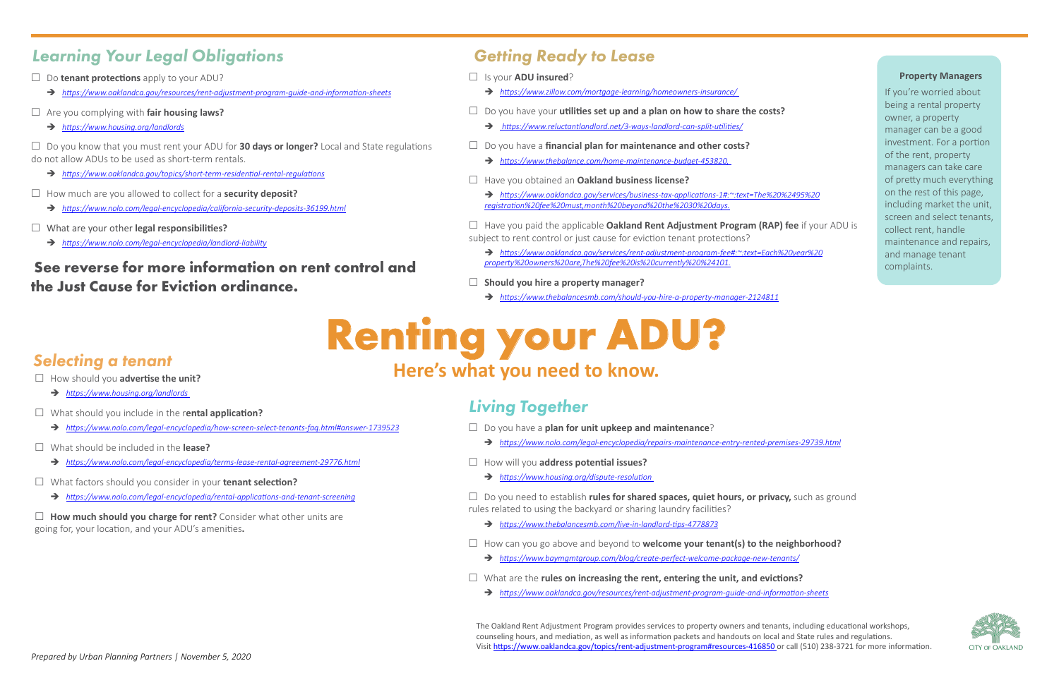# Renting your ADU?

## Here's what you need to know.

## Learning Your Legal Obligations

- ☐ Do **tenant protections** apply to your ADU?
  - ➔ *https://www.oaklandca.gov/resources/rent-adjustment-program-guide-and-information-sheets*
- ☐ Are you complying with **fair housing laws?**
  - ➔ *https://www.housing.org/landlords*
- ☐ Do you know that you must rent your ADU for **30 days or longer?** Local and State regulations do not allow ADUs to be used as short-term rentals.
  - ➔ *https://www.oaklandca.gov/topics/short-term-residential-rental-regulations*
- ☐ How much are you allowed to collect for a **security deposit?**
  - ➔ *https://www.nolo.com/legal-encyclopedia/california-security-deposits-36199.html*
- ☐ What are your other **legal responsibilities?**
  - ➔ *https://www.nolo.com/legal-encyclopedia/landlord-liability*

**See reverse for more information on rent control and the Just Cause for Eviction ordinance.**

## Getting Ready to Lease

- ☐ Is your **ADU insured**?
  - ➔ *https://www.zillow.com/mortgage-learning/homeowners-insurance/*
- ☐ Do you have your **utilities set up and a plan on how to share the costs?**
  - ➔ *https://www.reluctantlandlord.net/3-ways-landlord-can-split-utilities/*
- ☐ Do you have a **financial plan for maintenance and other costs?**
  - ➔ *https://www.thebalance.com/home-maintenance-budget-453820*
- ☐ Have you obtained an **Oakland business license?**
  - ➔ *https://www.oaklandca.gov/services/business-tax-applications-1#:~:text=The%20%2495%20registration%20fee%20must,month%20beyond%20the%2030%20days.*
- ☐ Have you paid the applicable **Oakland Rent Adjustment Program (RAP) fee** if your ADU is subject to rent control or just cause for eviction tenant protections?
  - ➔ *https://www.oaklandca.gov/services/rent-adjustment-program-fee#:~:text=Each%20year%20property%20owners%20are,The%20fee%20is%20currently%20%24101.*
- ☐ **Should you hire a property manager?**
  - ➔ *https://www.thebalancesmb.com/should-you-hire-a-property-manager-2124811*

### Property Managers

If you're worried about being a rental property owner, a property manager can be a good investment. For a portion of the rent, property managers can take care of pretty much everything on the rest of this page, including market the unit, screen and select tenants, collect rent, handle maintenance and repairs, and manage tenant complaints.

## Selecting a tenant

- ☐ How should you **advertise the unit?**
  - ➔ *https://www.housing.org/landlords*
- ☐ What should you include in the r**ental application?**
  - ➔ *https://www.nolo.com/legal-encyclopedia/how-screen-select-tenants-faq.html#answer-1739523*
- ☐ What should be included in the **lease?**
  - ➔ *https://www.nolo.com/legal-encyclopedia/terms-lease-rental-agreement-29776.html*
- ☐ What factors should you consider in your **tenant selection?**
  - ➔ *https://www.nolo.com/legal-encyclopedia/rental-applications-and-tenant-screening*
- ☐ **How much should you charge for rent?** Consider what other units are going for, your location, and your ADU's amenities**.**

## Living Together

- ☐ Do you have a **plan for unit upkeep and maintenance**?
  - ➔ *https://www.nolo.com/legal-encyclopedia/repairs-maintenance-entry-rented-premises-29739.html*
- ☐ How will you **address potential issues?**
  - ➔ *https://www.housing.org/dispute-resolution*
- ☐ Do you need to establish **rules for shared spaces, quiet hours, or privacy,** such as ground rules related to using the backyard or sharing laundry facilities?
  - ➔ *https://www.thebalancesmb.com/live-in-landlord-tips-4778873*
- ☐ How can you go above and beyond to **welcome your tenant(s) to the neighborhood?**
  - ➔ *https://www.baymgmtgroup.com/blog/create-perfect-welcome-package-new-tenants/*
- ☐ What are the **rules on increasing the rent, entering the unit, and evictions?**
  - ➔ *https://www.oaklandca.gov/resources/rent-adjustment-program-guide-and-information-sheets*

The Oakland Rent Adjustment Program provides services to property owners and tenants, including educational workshops, counseling hours, and mediation, as well as information packets and handouts on local and State rules and regulations. Visit https://www.oaklandca.gov/topics/rent-adjustment-program#resources-416850 or call (510) 238-3721 for more information.

CITY OF OAKLAND

*Prepared by Urban Planning Partners | November 5, 2020*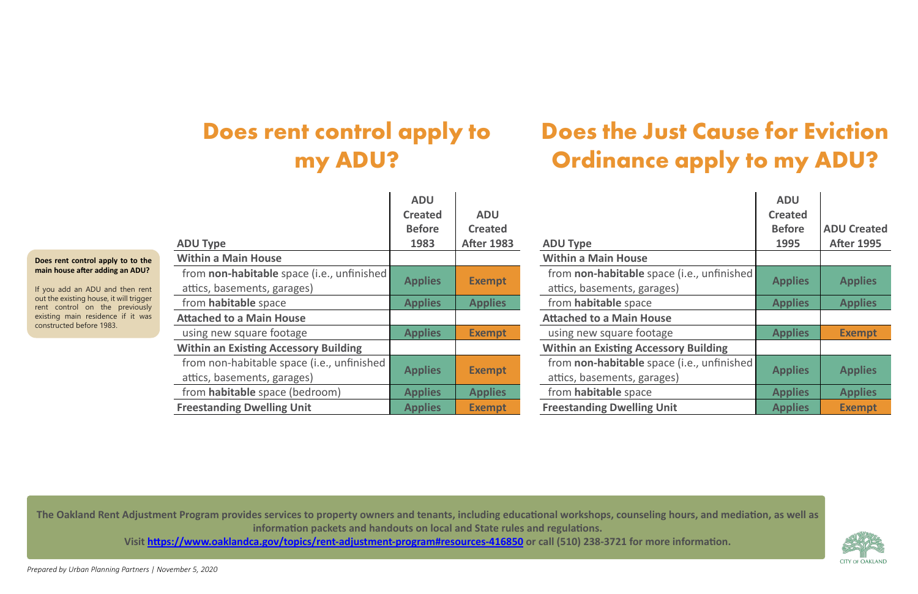**Does rent control apply to to the main house after adding an ADU?**

If you add an ADU and then rent out the existing house, it will trigger rent control on the previously existing main residence if it was constructed before 1983.

## Does rent control apply to my ADU?

| ADU Type | ADU Created Before 1983 | ADU Created After 1983 |
|---|---|---|
| **Within a Main House** | | |
| from **non-habitable** space (i.e., unfinished attics, basements, garages) | Applies | Exempt |
| from **habitable** space | Applies | Applies |
| **Attached to a Main House** | | |
| using new square footage | Applies | Exempt |
| **Within an Existing Accessory Building** | | |
| from non-habitable space (i.e., unfinished attics, basements, garages) | Applies | Exempt |
| from **habitable** space (bedroom) | Applies | Applies |
| **Freestanding Dwelling Unit** | Applies | Exempt |

## Does the Just Cause for Eviction Ordinance apply to my ADU?

| ADU Type | ADU Created Before 1995 | ADU Created After 1995 |
|---|---|---|
| **Within a Main House** | | |
| from **non-habitable** space (i.e., unfinished attics, basements, garages) | Applies | Applies |
| from **habitable** space | Applies | Applies |
| **Attached to a Main House** | | |
| using new square footage | Applies | Exempt |
| **Within an Existing Accessory Building** | | |
| from **non-habitable** space (i.e., unfinished attics, basements, garages) | Applies | Applies |
| from **habitable** space | Applies | Applies |
| **Freestanding Dwelling Unit** | Applies | Exempt |

**The Oakland Rent Adjustment Program provides services to property owners and tenants, including educational workshops, counseling hours, and mediation, as well as information packets and handouts on local and State rules and regulations.**
**Visit [https://www.oaklandca.gov/topics/rent-adjustment-program#resources-416850](https://www.oaklandca.gov/topics/rent-adjustment-program#resources-416850) or call (510) 238-3721 for more information.**

CITY OF OAKLAND

*Prepared by Urban Planning Partners | November 5, 2020*